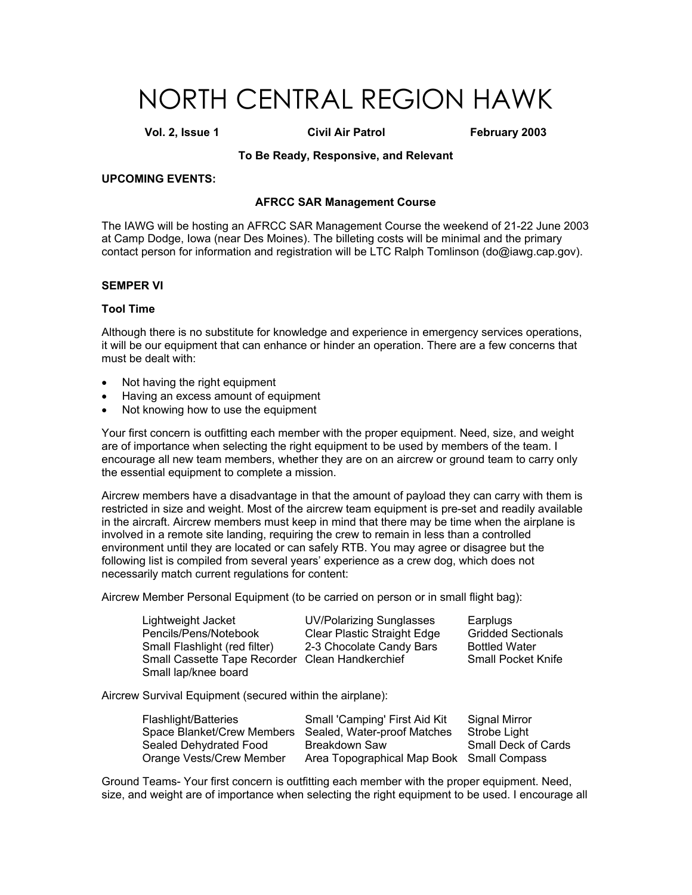# NORTH CENTRAL REGION HAWK

**Vol. 2, Issue 1** **Civil Air Patrol** **February 2003**

**To Be Ready, Responsive, and Relevant**

**UPCOMING EVENTS:**

### AFRCC SAR Management Course

The IAWG will be hosting an AFRCC SAR Management Course the weekend of 21-22 June 2003 at Camp Dodge, Iowa (near Des Moines). The billeting costs will be minimal and the primary contact person for information and registration will be LTC Ralph Tomlinson (do@iawg.cap.gov).

**SEMPER VI**

**Tool Time**

Although there is no substitute for knowledge and experience in emergency services operations, it will be our equipment that can enhance or hinder an operation. There are a few concerns that must be dealt with:

- Not having the right equipment
- Having an excess amount of equipment
- Not knowing how to use the equipment

Your first concern is outfitting each member with the proper equipment. Need, size, and weight are of importance when selecting the right equipment to be used by members of the team. I encourage all new team members, whether they are on an aircrew or ground team to carry only the essential equipment to complete a mission.

Aircrew members have a disadvantage in that the amount of payload they can carry with them is restricted in size and weight. Most of the aircrew team equipment is pre-set and readily available in the aircraft. Aircrew members must keep in mind that there may be time when the airplane is involved in a remote site landing, requiring the crew to remain in less than a controlled environment until they are located or can safely RTB. You may agree or disagree but the following list is compiled from several years' experience as a crew dog, which does not necessarily match current regulations for content:

Aircrew Member Personal Equipment (to be carried on person or in small flight bag):

| | | |
|---|---|---|
| Lightweight Jacket | UV/Polarizing Sunglasses | Earplugs |
| Pencils/Pens/Notebook | Clear Plastic Straight Edge | Gridded Sectionals |
| Small Flashlight (red filter) | 2-3 Chocolate Candy Bars | Bottled Water |
| Small Cassette Tape Recorder | Clean Handkerchief | Small Pocket Knife |
| Small lap/knee board | | |

Aircrew Survival Equipment (secured within the airplane):

| | | |
|---|---|---|
| Flashlight/Batteries | Small 'Camping' First Aid Kit | Signal Mirror |
| Space Blanket/Crew Members | Sealed, Water-proof Matches | Strobe Light |
| Sealed Dehydrated Food | Breakdown Saw | Small Deck of Cards |
| Orange Vests/Crew Member | Area Topographical Map Book | Small Compass |

Ground Teams- Your first concern is outfitting each member with the proper equipment. Need, size, and weight are of importance when selecting the right equipment to be used. I encourage all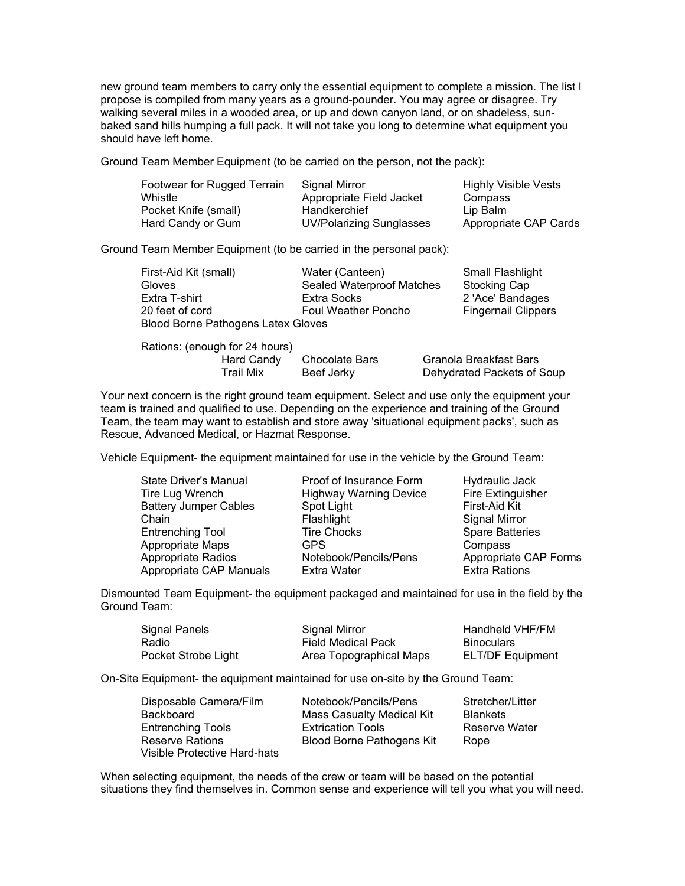new ground team members to carry only the essential equipment to complete a mission. The list I propose is compiled from many years as a ground-pounder. You may agree or disagree. Try walking several miles in a wooded area, or up and down canyon land, or on shadeless, sun-baked sand hills humping a full pack. It will not take you long to determine what equipment you should have left home.

Ground Team Member Equipment (to be carried on the person, not the pack):

| | | |
|---|---|---|
| Footwear for Rugged Terrain | Signal Mirror | Highly Visible Vests |
| Whistle | Appropriate Field Jacket | Compass |
| Pocket Knife (small) | Handkerchief | Lip Balm |
| Hard Candy or Gum | UV/Polarizing Sunglasses | Appropriate CAP Cards |

Ground Team Member Equipment (to be carried in the personal pack):

| | | |
|---|---|---|
| First-Aid Kit (small) | Water (Canteen) | Small Flashlight |
| Gloves | Sealed Waterproof Matches | Stocking Cap |
| Extra T-shirt | Extra Socks | 2 'Ace' Bandages |
| 20 feet of cord | Foul Weather Poncho | Fingernail Clippers |
| Blood Borne Pathogens Latex Gloves | | |

Rations: (enough for 24 hours)

| | | |
|---|---|---|
| Hard Candy | Chocolate Bars | Granola Breakfast Bars |
| Trail Mix | Beef Jerky | Dehydrated Packets of Soup |

Your next concern is the right ground team equipment. Select and use only the equipment your team is trained and qualified to use. Depending on the experience and training of the Ground Team, the team may want to establish and store away 'situational equipment packs', such as Rescue, Advanced Medical, or Hazmat Response.

Vehicle Equipment- the equipment maintained for use in the vehicle by the Ground Team:

| | | |
|---|---|---|
| State Driver's Manual | Proof of Insurance Form | Hydraulic Jack |
| Tire Lug Wrench | Highway Warning Device | Fire Extinguisher |
| Battery Jumper Cables | Spot Light | First-Aid Kit |
| Chain | Flashlight | Signal Mirror |
| Entrenching Tool | Tire Chocks | Spare Batteries |
| Appropriate Maps | GPS | Compass |
| Appropriate Radios | Notebook/Pencils/Pens | Appropriate CAP Forms |
| Appropriate CAP Manuals | Extra Water | Extra Rations |

Dismounted Team Equipment- the equipment packaged and maintained for use in the field by the Ground Team:

| | | |
|---|---|---|
| Signal Panels | Signal Mirror | Handheld VHF/FM |
| Radio | Field Medical Pack | Binoculars |
| Pocket Strobe Light | Area Topographical Maps | ELT/DF Equipment |

On-Site Equipment- the equipment maintained for use on-site by the Ground Team:

| | | |
|---|---|---|
| Disposable Camera/Film | Notebook/Pencils/Pens | Stretcher/Litter |
| Backboard | Mass Casualty Medical Kit | Blankets |
| Entrenching Tools | Extrication Tools | Reserve Water |
| Reserve Rations | Blood Borne Pathogens Kit | Rope |
| Visible Protective Hard-hats | | |

When selecting equipment, the needs of the crew or team will be based on the potential situations they find themselves in. Common sense and experience will tell you what you will need.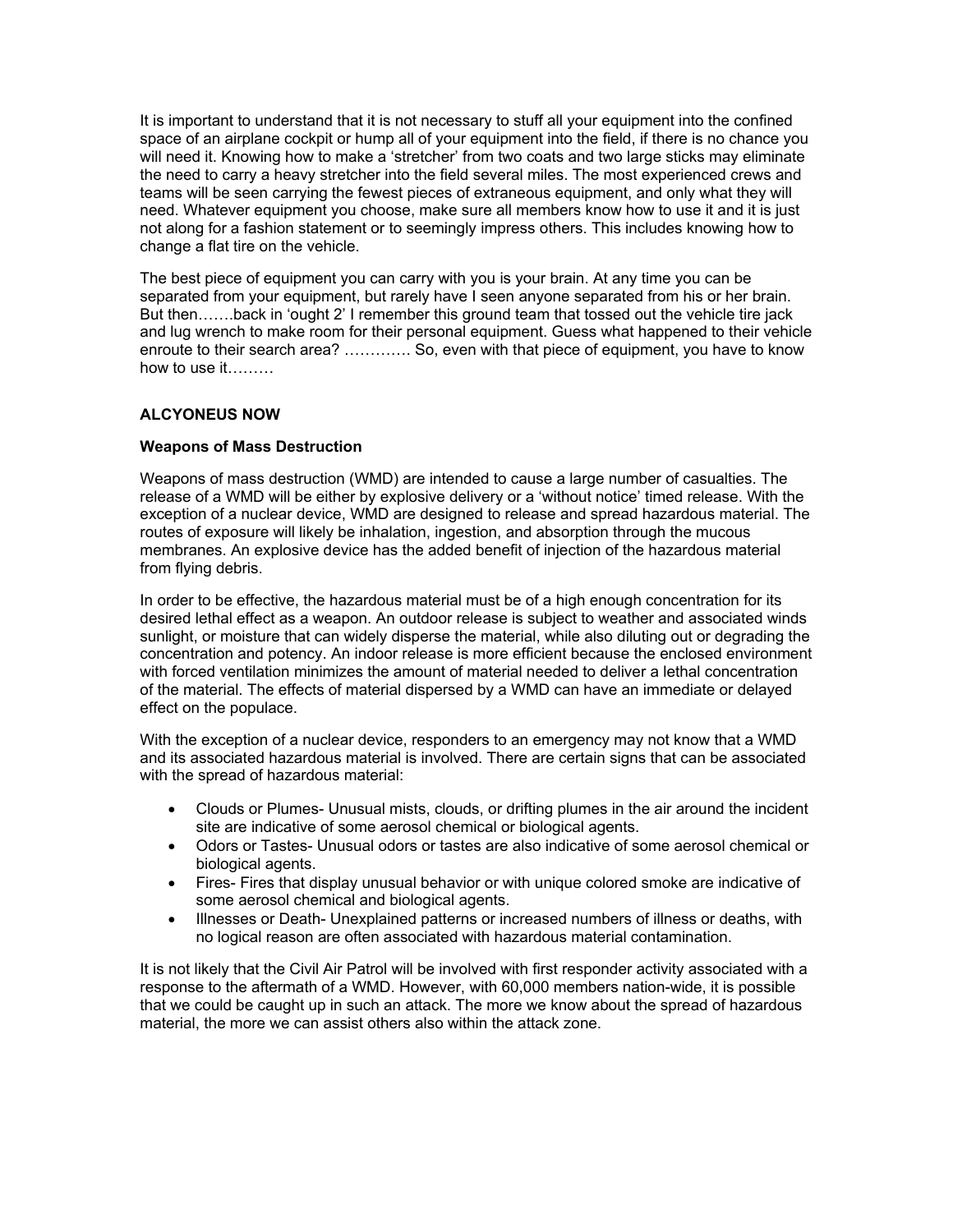It is important to understand that it is not necessary to stuff all your equipment into the confined space of an airplane cockpit or hump all of your equipment into the field, if there is no chance you will need it. Knowing how to make a 'stretcher' from two coats and two large sticks may eliminate the need to carry a heavy stretcher into the field several miles. The most experienced crews and teams will be seen carrying the fewest pieces of extraneous equipment, and only what they will need. Whatever equipment you choose, make sure all members know how to use it and it is just not along for a fashion statement or to seemingly impress others. This includes knowing how to change a flat tire on the vehicle.

The best piece of equipment you can carry with you is your brain. At any time you can be separated from your equipment, but rarely have I seen anyone separated from his or her brain. But then…….back in 'ought 2' I remember this ground team that tossed out the vehicle tire jack and lug wrench to make room for their personal equipment. Guess what happened to their vehicle enroute to their search area? …………. So, even with that piece of equipment, you have to know how to use it………

**ALCYONEUS NOW**

**Weapons of Mass Destruction**

Weapons of mass destruction (WMD) are intended to cause a large number of casualties. The release of a WMD will be either by explosive delivery or a 'without notice' timed release. With the exception of a nuclear device, WMD are designed to release and spread hazardous material. The routes of exposure will likely be inhalation, ingestion, and absorption through the mucous membranes. An explosive device has the added benefit of injection of the hazardous material from flying debris.

In order to be effective, the hazardous material must be of a high enough concentration for its desired lethal effect as a weapon. An outdoor release is subject to weather and associated winds sunlight, or moisture that can widely disperse the material, while also diluting out or degrading the concentration and potency. An indoor release is more efficient because the enclosed environment with forced ventilation minimizes the amount of material needed to deliver a lethal concentration of the material. The effects of material dispersed by a WMD can have an immediate or delayed effect on the populace.

With the exception of a nuclear device, responders to an emergency may not know that a WMD and its associated hazardous material is involved. There are certain signs that can be associated with the spread of hazardous material:

- Clouds or Plumes- Unusual mists, clouds, or drifting plumes in the air around the incident site are indicative of some aerosol chemical or biological agents.
- Odors or Tastes- Unusual odors or tastes are also indicative of some aerosol chemical or biological agents.
- Fires- Fires that display unusual behavior or with unique colored smoke are indicative of some aerosol chemical and biological agents.
- Illnesses or Death- Unexplained patterns or increased numbers of illness or deaths, with no logical reason are often associated with hazardous material contamination.

It is not likely that the Civil Air Patrol will be involved with first responder activity associated with a response to the aftermath of a WMD. However, with 60,000 members nation-wide, it is possible that we could be caught up in such an attack. The more we know about the spread of hazardous material, the more we can assist others also within the attack zone.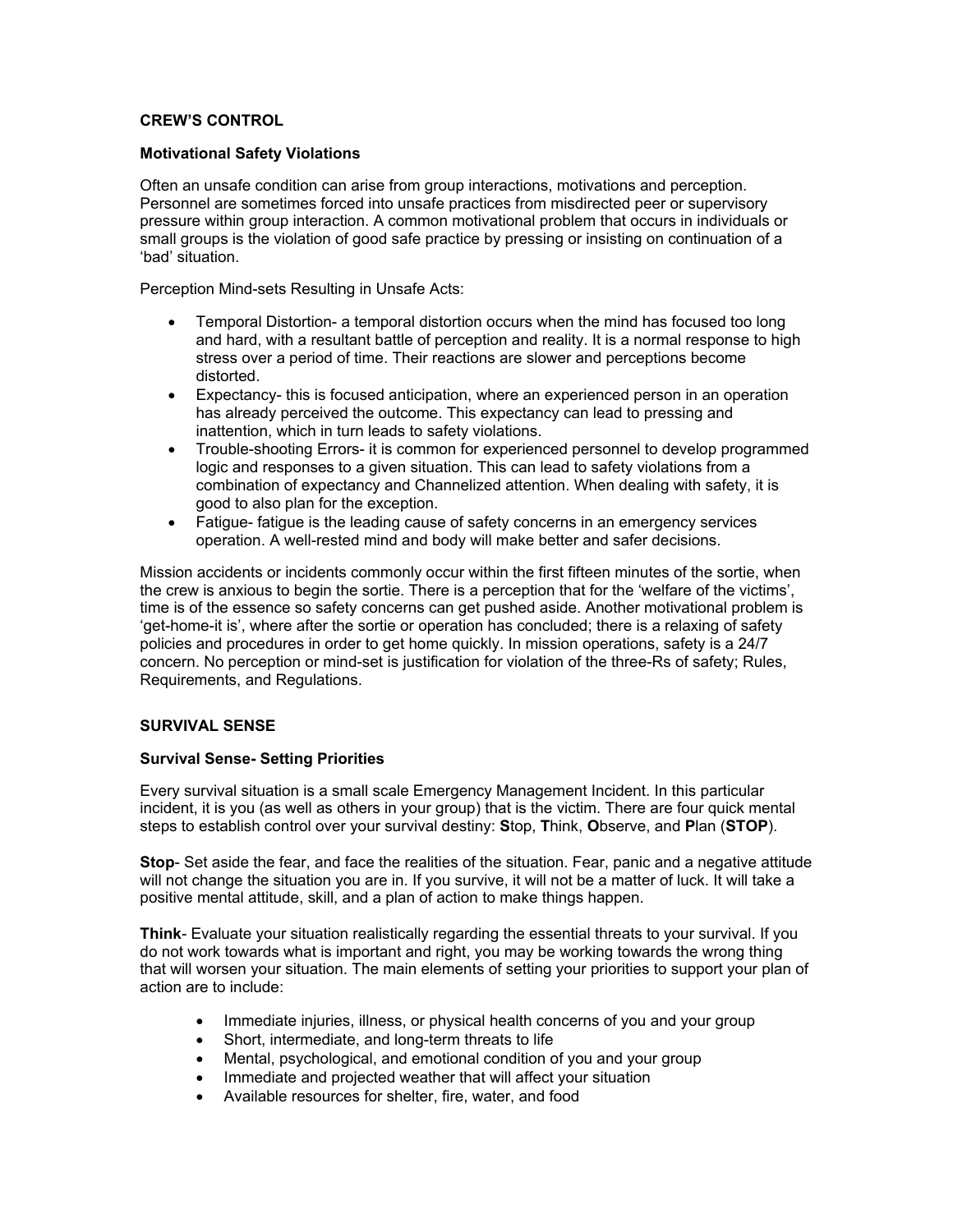## CREW'S CONTROL

### Motivational Safety Violations

Often an unsafe condition can arise from group interactions, motivations and perception. Personnel are sometimes forced into unsafe practices from misdirected peer or supervisory pressure within group interaction. A common motivational problem that occurs in individuals or small groups is the violation of good safe practice by pressing or insisting on continuation of a 'bad' situation.

Perception Mind-sets Resulting in Unsafe Acts:

- Temporal Distortion- a temporal distortion occurs when the mind has focused too long and hard, with a resultant battle of perception and reality. It is a normal response to high stress over a period of time. Their reactions are slower and perceptions become distorted.
- Expectancy- this is focused anticipation, where an experienced person in an operation has already perceived the outcome. This expectancy can lead to pressing and inattention, which in turn leads to safety violations.
- Trouble-shooting Errors- it is common for experienced personnel to develop programmed logic and responses to a given situation. This can lead to safety violations from a combination of expectancy and Channelized attention. When dealing with safety, it is good to also plan for the exception.
- Fatigue- fatigue is the leading cause of safety concerns in an emergency services operation. A well-rested mind and body will make better and safer decisions.

Mission accidents or incidents commonly occur within the first fifteen minutes of the sortie, when the crew is anxious to begin the sortie. There is a perception that for the 'welfare of the victims', time is of the essence so safety concerns can get pushed aside. Another motivational problem is 'get-home-it is', where after the sortie or operation has concluded; there is a relaxing of safety policies and procedures in order to get home quickly. In mission operations, safety is a 24/7 concern. No perception or mind-set is justification for violation of the three-Rs of safety; Rules, Requirements, and Regulations.

## SURVIVAL SENSE

### Survival Sense- Setting Priorities

Every survival situation is a small scale Emergency Management Incident. In this particular incident, it is you (as well as others in your group) that is the victim. There are four quick mental steps to establish control over your survival destiny: **S**top, **T**hink, **O**bserve, and **P**lan (**STOP**).

**Stop**- Set aside the fear, and face the realities of the situation. Fear, panic and a negative attitude will not change the situation you are in. If you survive, it will not be a matter of luck. It will take a positive mental attitude, skill, and a plan of action to make things happen.

**Think**- Evaluate your situation realistically regarding the essential threats to your survival. If you do not work towards what is important and right, you may be working towards the wrong thing that will worsen your situation. The main elements of setting your priorities to support your plan of action are to include:

- Immediate injuries, illness, or physical health concerns of you and your group
- Short, intermediate, and long-term threats to life
- Mental, psychological, and emotional condition of you and your group
- Immediate and projected weather that will affect your situation
- Available resources for shelter, fire, water, and food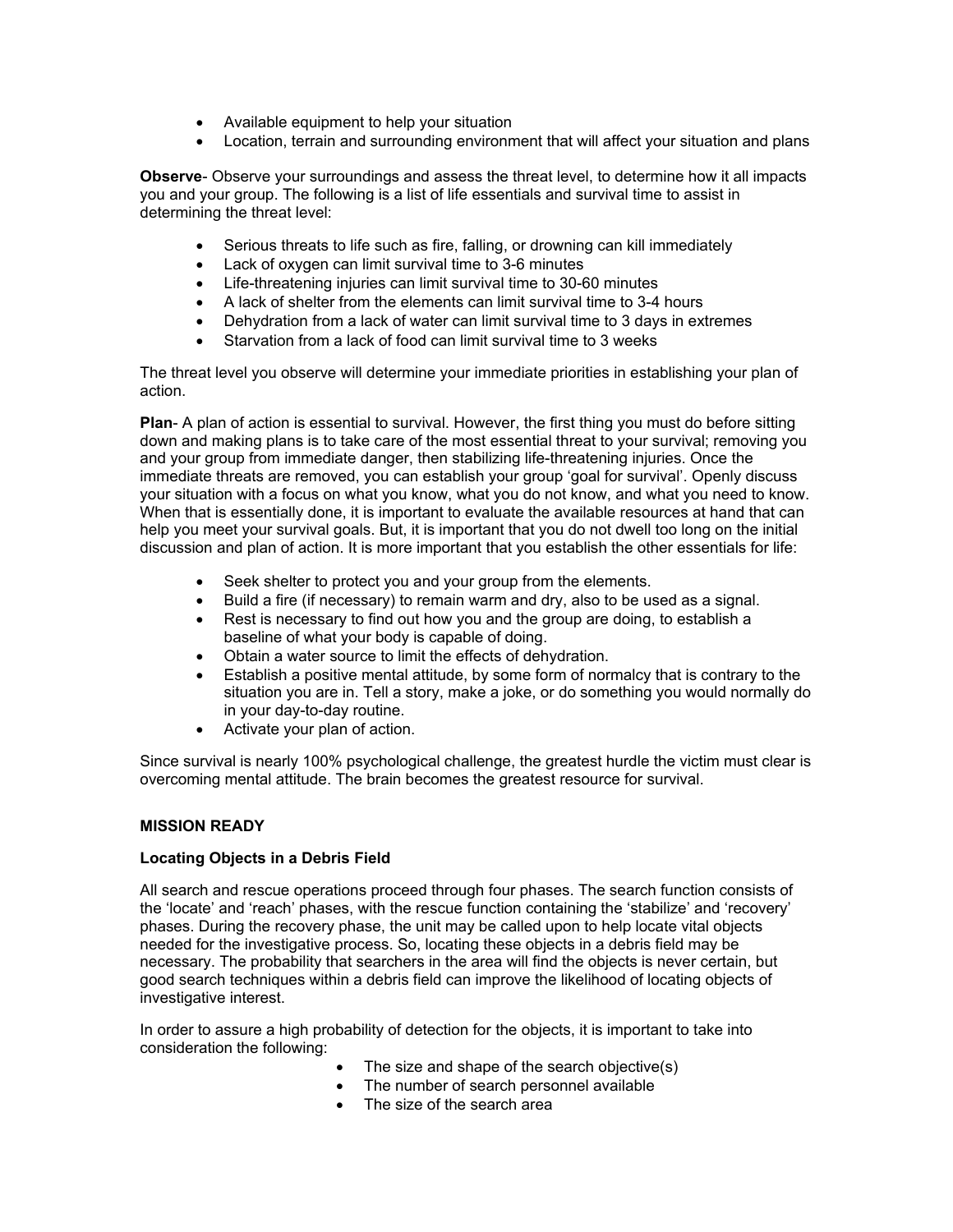- Available equipment to help your situation
- Location, terrain and surrounding environment that will affect your situation and plans

**Observe**- Observe your surroundings and assess the threat level, to determine how it all impacts you and your group. The following is a list of life essentials and survival time to assist in determining the threat level:

- Serious threats to life such as fire, falling, or drowning can kill immediately
- Lack of oxygen can limit survival time to 3-6 minutes
- Life-threatening injuries can limit survival time to 30-60 minutes
- A lack of shelter from the elements can limit survival time to 3-4 hours
- Dehydration from a lack of water can limit survival time to 3 days in extremes
- Starvation from a lack of food can limit survival time to 3 weeks

The threat level you observe will determine your immediate priorities in establishing your plan of action.

**Plan**- A plan of action is essential to survival. However, the first thing you must do before sitting down and making plans is to take care of the most essential threat to your survival; removing you and your group from immediate danger, then stabilizing life-threatening injuries. Once the immediate threats are removed, you can establish your group 'goal for survival'. Openly discuss your situation with a focus on what you know, what you do not know, and what you need to know. When that is essentially done, it is important to evaluate the available resources at hand that can help you meet your survival goals. But, it is important that you do not dwell too long on the initial discussion and plan of action. It is more important that you establish the other essentials for life:

- Seek shelter to protect you and your group from the elements.
- Build a fire (if necessary) to remain warm and dry, also to be used as a signal.
- Rest is necessary to find out how you and the group are doing, to establish a baseline of what your body is capable of doing.
- Obtain a water source to limit the effects of dehydration.
- Establish a positive mental attitude, by some form of normalcy that is contrary to the situation you are in. Tell a story, make a joke, or do something you would normally do in your day-to-day routine.
- Activate your plan of action.

Since survival is nearly 100% psychological challenge, the greatest hurdle the victim must clear is overcoming mental attitude. The brain becomes the greatest resource for survival.

## MISSION READY

### Locating Objects in a Debris Field

All search and rescue operations proceed through four phases. The search function consists of the 'locate' and 'reach' phases, with the rescue function containing the 'stabilize' and 'recovery' phases. During the recovery phase, the unit may be called upon to help locate vital objects needed for the investigative process. So, locating these objects in a debris field may be necessary. The probability that searchers in the area will find the objects is never certain, but good search techniques within a debris field can improve the likelihood of locating objects of investigative interest.

In order to assure a high probability of detection for the objects, it is important to take into consideration the following:

- The size and shape of the search objective(s)
- The number of search personnel available
- The size of the search area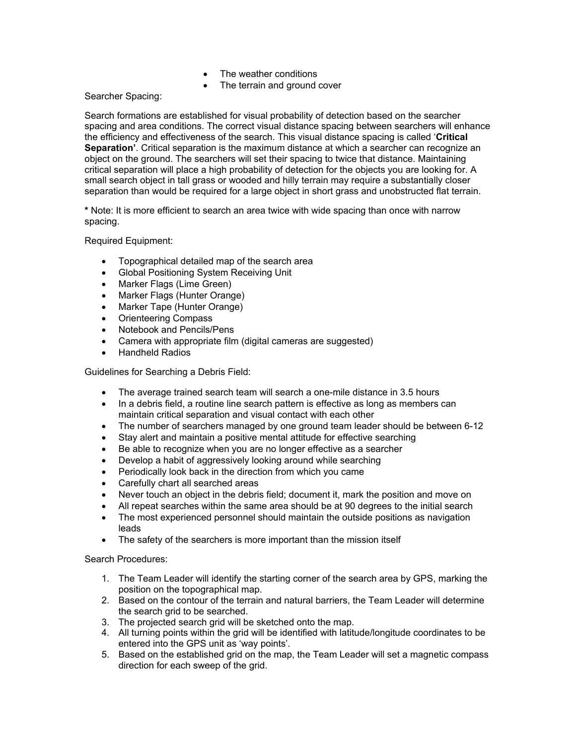- The weather conditions
- The terrain and ground cover

Searcher Spacing:

Search formations are established for visual probability of detection based on the searcher spacing and area conditions. The correct visual distance spacing between searchers will enhance the efficiency and effectiveness of the search. This visual distance spacing is called '**Critical Separation'**. Critical separation is the maximum distance at which a searcher can recognize an object on the ground. The searchers will set their spacing to twice that distance. Maintaining critical separation will place a high probability of detection for the objects you are looking for. A small search object in tall grass or wooded and hilly terrain may require a substantially closer separation than would be required for a large object in short grass and unobstructed flat terrain.

**\*** Note: It is more efficient to search an area twice with wide spacing than once with narrow spacing.

Required Equipment:

- Topographical detailed map of the search area
- Global Positioning System Receiving Unit
- Marker Flags (Lime Green)
- Marker Flags (Hunter Orange)
- Marker Tape (Hunter Orange)
- Orienteering Compass
- Notebook and Pencils/Pens
- Camera with appropriate film (digital cameras are suggested)
- Handheld Radios

Guidelines for Searching a Debris Field:

- The average trained search team will search a one-mile distance in 3.5 hours
- In a debris field, a routine line search pattern is effective as long as members can maintain critical separation and visual contact with each other
- The number of searchers managed by one ground team leader should be between 6-12
- Stay alert and maintain a positive mental attitude for effective searching
- Be able to recognize when you are no longer effective as a searcher
- Develop a habit of aggressively looking around while searching
- Periodically look back in the direction from which you came
- Carefully chart all searched areas
- Never touch an object in the debris field; document it, mark the position and move on
- All repeat searches within the same area should be at 90 degrees to the initial search
- The most experienced personnel should maintain the outside positions as navigation leads
- The safety of the searchers is more important than the mission itself

Search Procedures:

1. The Team Leader will identify the starting corner of the search area by GPS, marking the position on the topographical map.
2. Based on the contour of the terrain and natural barriers, the Team Leader will determine the search grid to be searched.
3. The projected search grid will be sketched onto the map.
4. All turning points within the grid will be identified with latitude/longitude coordinates to be entered into the GPS unit as 'way points'.
5. Based on the established grid on the map, the Team Leader will set a magnetic compass direction for each sweep of the grid.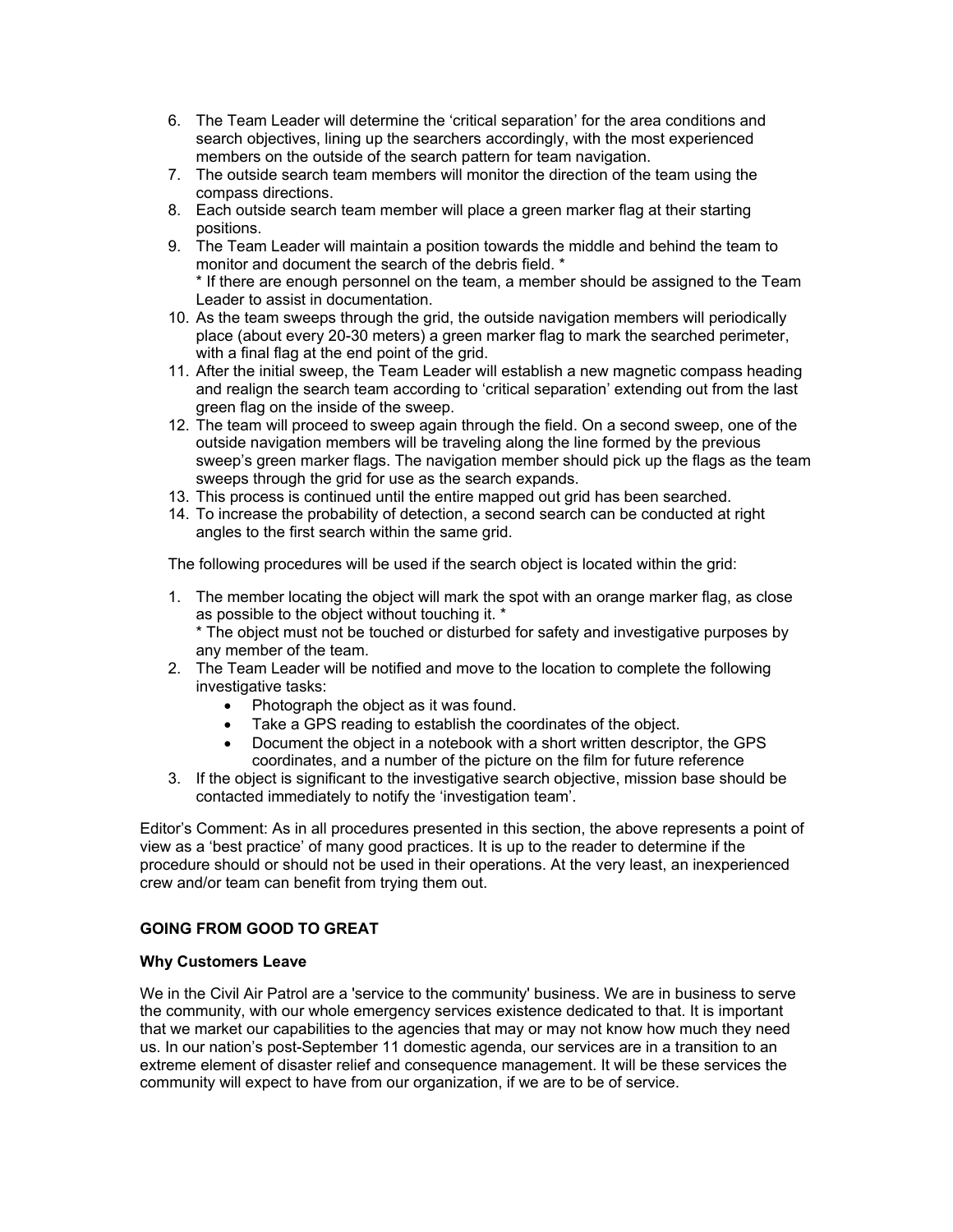6. The Team Leader will determine the 'critical separation' for the area conditions and search objectives, lining up the searchers accordingly, with the most experienced members on the outside of the search pattern for team navigation.
7. The outside search team members will monitor the direction of the team using the compass directions.
8. Each outside search team member will place a green marker flag at their starting positions.
9. The Team Leader will maintain a position towards the middle and behind the team to monitor and document the search of the debris field. *
   * If there are enough personnel on the team, a member should be assigned to the Team Leader to assist in documentation.
10. As the team sweeps through the grid, the outside navigation members will periodically place (about every 20-30 meters) a green marker flag to mark the searched perimeter, with a final flag at the end point of the grid.
11. After the initial sweep, the Team Leader will establish a new magnetic compass heading and realign the search team according to 'critical separation' extending out from the last green flag on the inside of the sweep.
12. The team will proceed to sweep again through the field. On a second sweep, one of the outside navigation members will be traveling along the line formed by the previous sweep's green marker flags. The navigation member should pick up the flags as the team sweeps through the grid for use as the search expands.
13. This process is continued until the entire mapped out grid has been searched.
14. To increase the probability of detection, a second search can be conducted at right angles to the first search within the same grid.

The following procedures will be used if the search object is located within the grid:

1. The member locating the object will mark the spot with an orange marker flag, as close as possible to the object without touching it. *
   * The object must not be touched or disturbed for safety and investigative purposes by any member of the team.
2. The Team Leader will be notified and move to the location to complete the following investigative tasks:
   - Photograph the object as it was found.
   - Take a GPS reading to establish the coordinates of the object.
   - Document the object in a notebook with a short written descriptor, the GPS coordinates, and a number of the picture on the film for future reference
3. If the object is significant to the investigative search objective, mission base should be contacted immediately to notify the 'investigation team'.

Editor's Comment: As in all procedures presented in this section, the above represents a point of view as a 'best practice' of many good practices. It is up to the reader to determine if the procedure should or should not be used in their operations. At the very least, an inexperienced crew and/or team can benefit from trying them out.

## GOING FROM GOOD TO GREAT

### Why Customers Leave

We in the Civil Air Patrol are a 'service to the community' business. We are in business to serve the community, with our whole emergency services existence dedicated to that. It is important that we market our capabilities to the agencies that may or may not know how much they need us. In our nation's post-September 11 domestic agenda, our services are in a transition to an extreme element of disaster relief and consequence management. It will be these services the community will expect to have from our organization, if we are to be of service.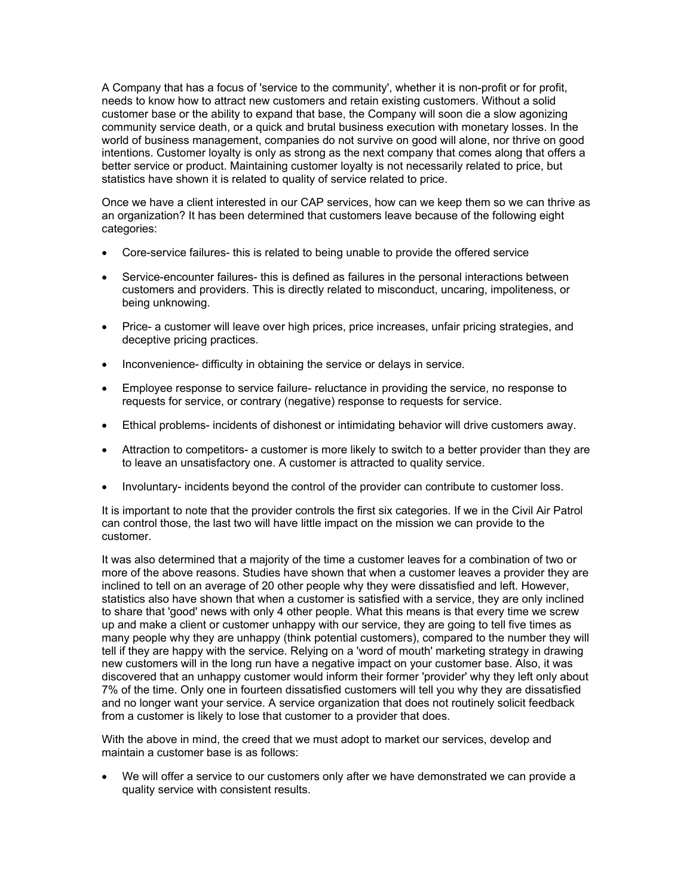A Company that has a focus of 'service to the community', whether it is non-profit or for profit, needs to know how to attract new customers and retain existing customers. Without a solid customer base or the ability to expand that base, the Company will soon die a slow agonizing community service death, or a quick and brutal business execution with monetary losses. In the world of business management, companies do not survive on good will alone, nor thrive on good intentions. Customer loyalty is only as strong as the next company that comes along that offers a better service or product. Maintaining customer loyalty is not necessarily related to price, but statistics have shown it is related to quality of service related to price.

Once we have a client interested in our CAP services, how can we keep them so we can thrive as an organization? It has been determined that customers leave because of the following eight categories:

- Core-service failures- this is related to being unable to provide the offered service
- Service-encounter failures- this is defined as failures in the personal interactions between customers and providers. This is directly related to misconduct, uncaring, impoliteness, or being unknowing.
- Price- a customer will leave over high prices, price increases, unfair pricing strategies, and deceptive pricing practices.
- Inconvenience- difficulty in obtaining the service or delays in service.
- Employee response to service failure- reluctance in providing the service, no response to requests for service, or contrary (negative) response to requests for service.
- Ethical problems- incidents of dishonest or intimidating behavior will drive customers away.
- Attraction to competitors- a customer is more likely to switch to a better provider than they are to leave an unsatisfactory one. A customer is attracted to quality service.
- Involuntary- incidents beyond the control of the provider can contribute to customer loss.

It is important to note that the provider controls the first six categories. If we in the Civil Air Patrol can control those, the last two will have little impact on the mission we can provide to the customer.

It was also determined that a majority of the time a customer leaves for a combination of two or more of the above reasons. Studies have shown that when a customer leaves a provider they are inclined to tell on an average of 20 other people why they were dissatisfied and left. However, statistics also have shown that when a customer is satisfied with a service, they are only inclined to share that 'good' news with only 4 other people. What this means is that every time we screw up and make a client or customer unhappy with our service, they are going to tell five times as many people why they are unhappy (think potential customers), compared to the number they will tell if they are happy with the service. Relying on a 'word of mouth' marketing strategy in drawing new customers will in the long run have a negative impact on your customer base. Also, it was discovered that an unhappy customer would inform their former 'provider' why they left only about 7% of the time. Only one in fourteen dissatisfied customers will tell you why they are dissatisfied and no longer want your service. A service organization that does not routinely solicit feedback from a customer is likely to lose that customer to a provider that does.

With the above in mind, the creed that we must adopt to market our services, develop and maintain a customer base is as follows:

- We will offer a service to our customers only after we have demonstrated we can provide a quality service with consistent results.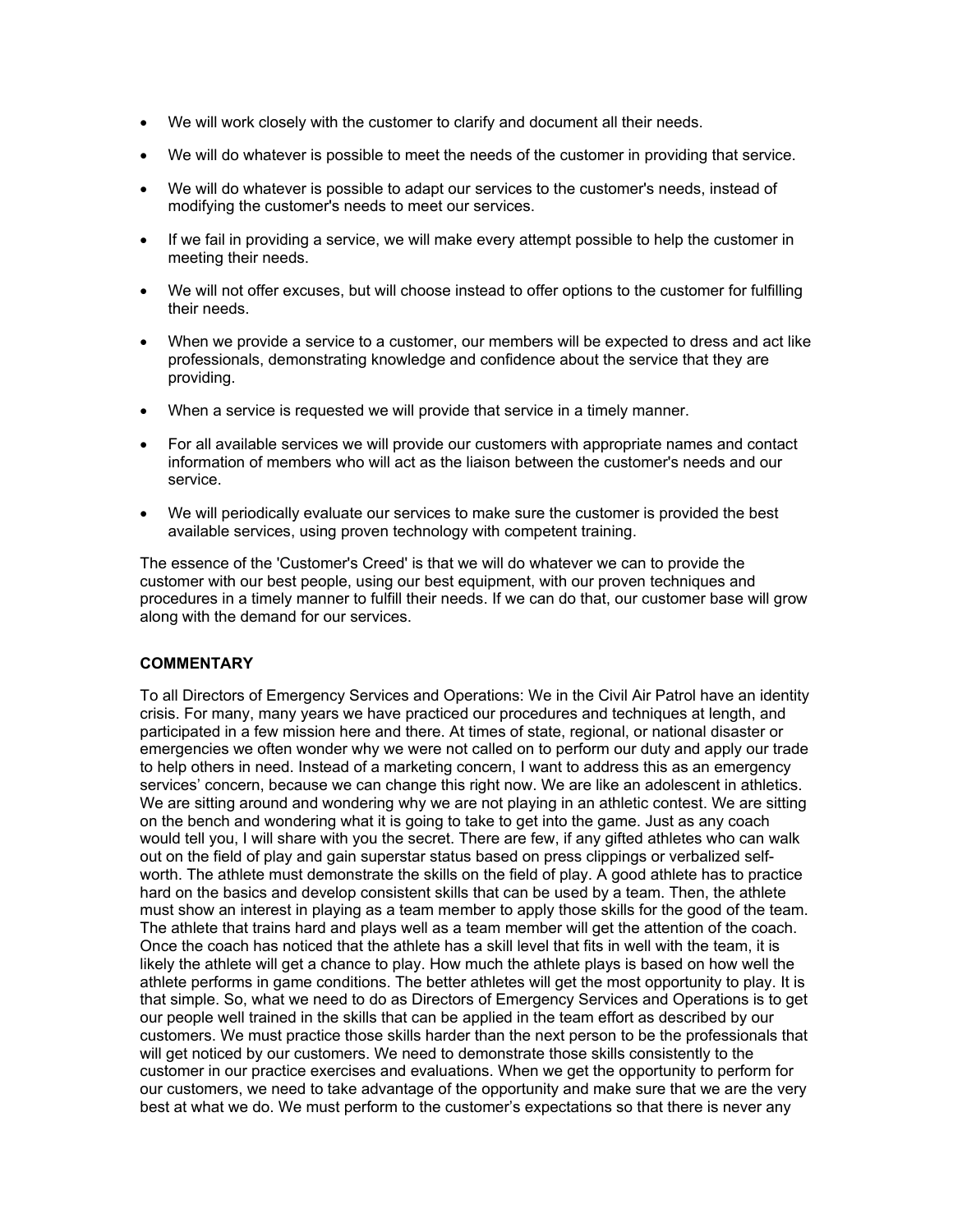- We will work closely with the customer to clarify and document all their needs.
- We will do whatever is possible to meet the needs of the customer in providing that service.
- We will do whatever is possible to adapt our services to the customer's needs, instead of modifying the customer's needs to meet our services.
- If we fail in providing a service, we will make every attempt possible to help the customer in meeting their needs.
- We will not offer excuses, but will choose instead to offer options to the customer for fulfilling their needs.
- When we provide a service to a customer, our members will be expected to dress and act like professionals, demonstrating knowledge and confidence about the service that they are providing.
- When a service is requested we will provide that service in a timely manner.
- For all available services we will provide our customers with appropriate names and contact information of members who will act as the liaison between the customer's needs and our service.
- We will periodically evaluate our services to make sure the customer is provided the best available services, using proven technology with competent training.

The essence of the 'Customer's Creed' is that we will do whatever we can to provide the customer with our best people, using our best equipment, with our proven techniques and procedures in a timely manner to fulfill their needs. If we can do that, our customer base will grow along with the demand for our services.

**COMMENTARY**

To all Directors of Emergency Services and Operations: We in the Civil Air Patrol have an identity crisis. For many, many years we have practiced our procedures and techniques at length, and participated in a few mission here and there. At times of state, regional, or national disaster or emergencies we often wonder why we were not called on to perform our duty and apply our trade to help others in need. Instead of a marketing concern, I want to address this as an emergency services' concern, because we can change this right now. We are like an adolescent in athletics. We are sitting around and wondering why we are not playing in an athletic contest. We are sitting on the bench and wondering what it is going to take to get into the game. Just as any coach would tell you, I will share with you the secret. There are few, if any gifted athletes who can walk out on the field of play and gain superstar status based on press clippings or verbalized self-worth. The athlete must demonstrate the skills on the field of play. A good athlete has to practice hard on the basics and develop consistent skills that can be used by a team. Then, the athlete must show an interest in playing as a team member to apply those skills for the good of the team. The athlete that trains hard and plays well as a team member will get the attention of the coach. Once the coach has noticed that the athlete has a skill level that fits in well with the team, it is likely the athlete will get a chance to play. How much the athlete plays is based on how well the athlete performs in game conditions. The better athletes will get the most opportunity to play. It is that simple. So, what we need to do as Directors of Emergency Services and Operations is to get our people well trained in the skills that can be applied in the team effort as described by our customers. We must practice those skills harder than the next person to be the professionals that will get noticed by our customers. We need to demonstrate those skills consistently to the customer in our practice exercises and evaluations. When we get the opportunity to perform for our customers, we need to take advantage of the opportunity and make sure that we are the very best at what we do. We must perform to the customer's expectations so that there is never any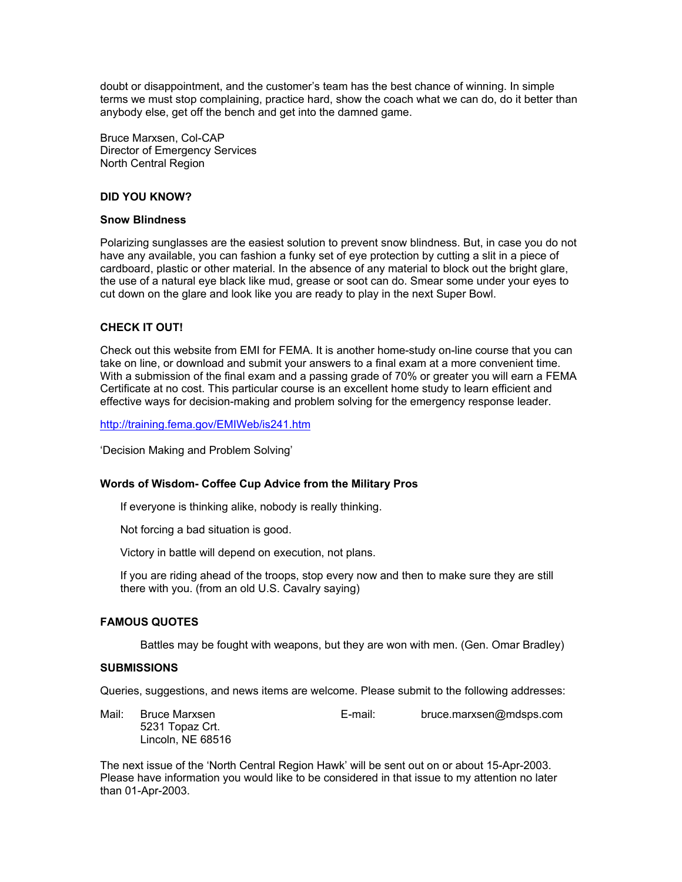doubt or disappointment, and the customer's team has the best chance of winning. In simple terms we must stop complaining, practice hard, show the coach what we can do, do it better than anybody else, get off the bench and get into the damned game.

Bruce Marxsen, Col-CAP
Director of Emergency Services
North Central Region

### DID YOU KNOW?

#### Snow Blindness

Polarizing sunglasses are the easiest solution to prevent snow blindness. But, in case you do not have any available, you can fashion a funky set of eye protection by cutting a slit in a piece of cardboard, plastic or other material. In the absence of any material to block out the bright glare, the use of a natural eye black like mud, grease or soot can do. Smear some under your eyes to cut down on the glare and look like you are ready to play in the next Super Bowl.

### CHECK IT OUT!

Check out this website from EMI for FEMA. It is another home-study on-line course that you can take on line, or download and submit your answers to a final exam at a more convenient time. With a submission of the final exam and a passing grade of 70% or greater you will earn a FEMA Certificate at no cost. This particular course is an excellent home study to learn efficient and effective ways for decision-making and problem solving for the emergency response leader.

http://training.fema.gov/EMIWeb/is241.htm

'Decision Making and Problem Solving'

#### Words of Wisdom- Coffee Cup Advice from the Military Pros

> If everyone is thinking alike, nobody is really thinking.
>
> Not forcing a bad situation is good.
>
> Victory in battle will depend on execution, not plans.
>
> If you are riding ahead of the troops, stop every now and then to make sure they are still there with you. (from an old U.S. Cavalry saying)

### FAMOUS QUOTES

> Battles may be fought with weapons, but they are won with men. (Gen. Omar Bradley)

### SUBMISSIONS

Queries, suggestions, and news items are welcome. Please submit to the following addresses:

Mail: Bruce Marxsen
5231 Topaz Crt.
Lincoln, NE 68516

E-mail: bruce.marxsen@mdsps.com

The next issue of the 'North Central Region Hawk' will be sent out on or about 15-Apr-2003. Please have information you would like to be considered in that issue to my attention no later than 01-Apr-2003.